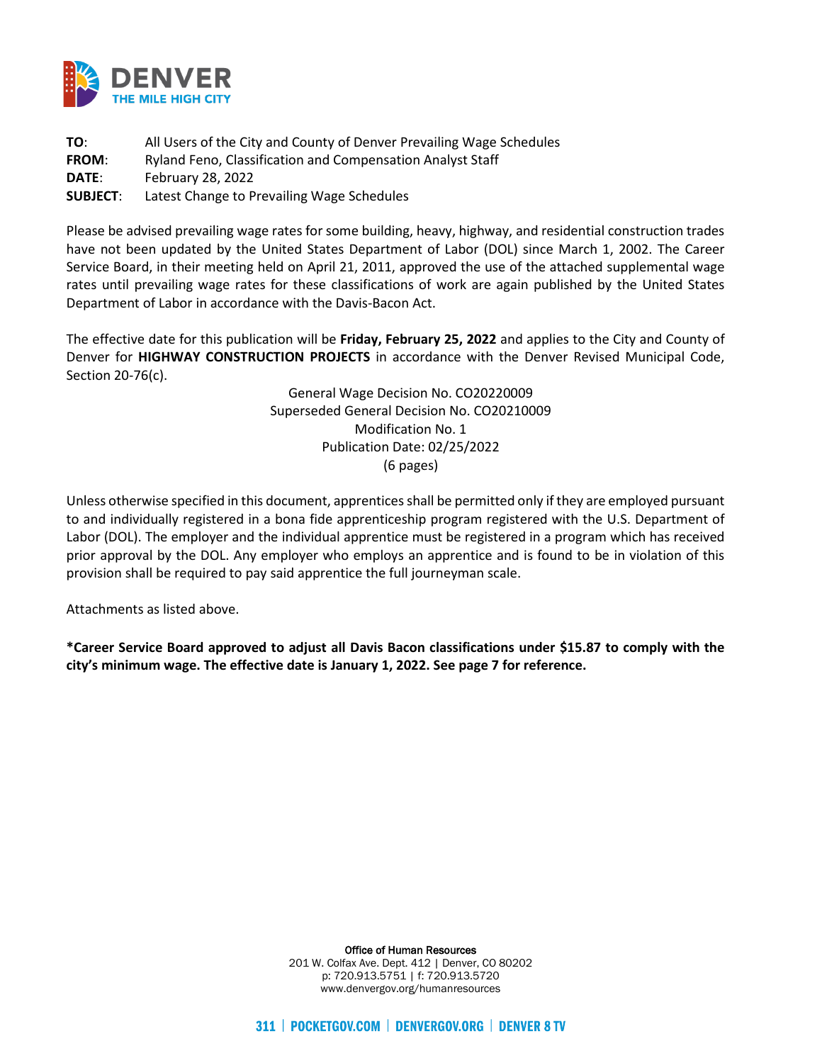**DENVER**
**THE MILE HIGH CITY**

**TO**: All Users of the City and County of Denver Prevailing Wage Schedules
**FROM**: Ryland Feno, Classification and Compensation Analyst Staff
**DATE**: February 28, 2022
**SUBJECT**: Latest Change to Prevailing Wage Schedules

Please be advised prevailing wage rates for some building, heavy, highway, and residential construction trades have not been updated by the United States Department of Labor (DOL) since March 1, 2002. The Career Service Board, in their meeting held on April 21, 2011, approved the use of the attached supplemental wage rates until prevailing wage rates for these classifications of work are again published by the United States Department of Labor in accordance with the Davis-Bacon Act.

The effective date for this publication will be **Friday, February 25, 2022** and applies to the City and County of Denver for **HIGHWAY CONSTRUCTION PROJECTS** in accordance with the Denver Revised Municipal Code, Section 20-76(c).

General Wage Decision No. CO20220009
Superseded General Decision No. CO20210009
Modification No. 1
Publication Date: 02/25/2022
(6 pages)

Unless otherwise specified in this document, apprentices shall be permitted only if they are employed pursuant to and individually registered in a bona fide apprenticeship program registered with the U.S. Department of Labor (DOL). The employer and the individual apprentice must be registered in a program which has received prior approval by the DOL. Any employer who employs an apprentice and is found to be in violation of this provision shall be required to pay said apprentice the full journeyman scale.

Attachments as listed above.

**\*Career Service Board approved to adjust all Davis Bacon classifications under $15.87 to comply with the city's minimum wage. The effective date is January 1, 2022. See page 7 for reference.**

Office of Human Resources
201 W. Colfax Ave. Dept. 412 | Denver, CO 80202
p: 720.913.5751 | f: 720.913.5720
www.denvergov.org/humanresources

311 | POCKETGOV.COM | DENVERGOV.ORG | DENVER 8 TV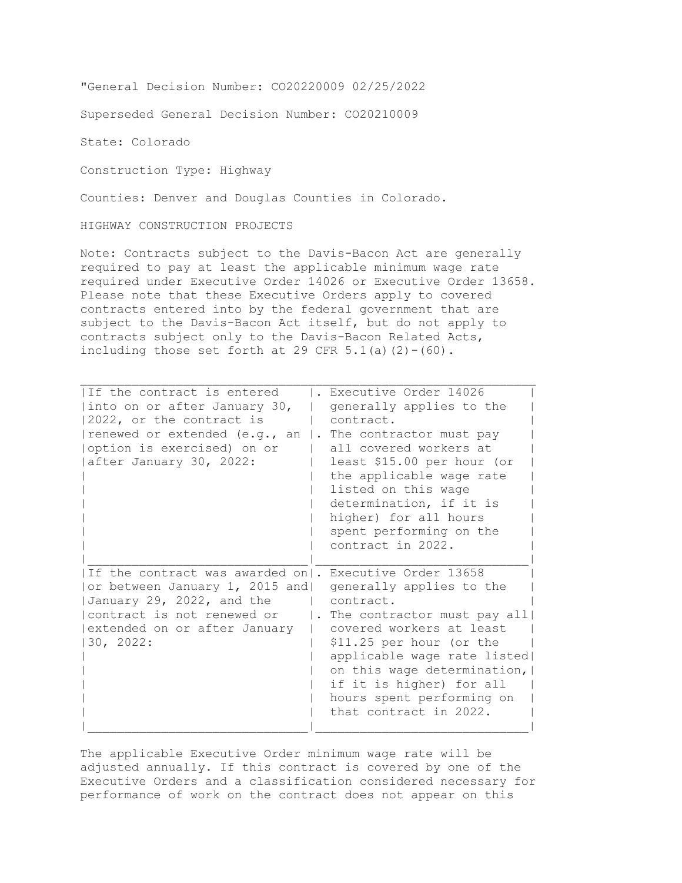"General Decision Number: CO20220009 02/25/2022

Superseded General Decision Number: CO20210009

State: Colorado

Construction Type: Highway

Counties: Denver and Douglas Counties in Colorado.

HIGHWAY CONSTRUCTION PROJECTS

Note: Contracts subject to the Davis-Bacon Act are generally required to pay at least the applicable minimum wage rate required under Executive Order 14026 or Executive Order 13658. Please note that these Executive Orders apply to covered contracts entered into by the federal government that are subject to the Davis-Bacon Act itself, but do not apply to contracts subject only to the Davis-Bacon Related Acts, including those set forth at 29 CFR 5.1(a)(2)-(60).

| | |
|---|---|
| If the contract is entered into on or after January 30, 2022, or the contract is renewed or extended (e.g., an option is exercised) on or after January 30, 2022: | . Executive Order 14026 generally applies to the contract.<br>. The contractor must pay all covered workers at least $15.00 per hour (or the applicable wage rate listed on this wage determination, if it is higher) for all hours spent performing on the contract in 2022. |
| If the contract was awarded on or between January 1, 2015 and January 29, 2022, and the contract is not renewed or extended on or after January 30, 2022: | . Executive Order 13658 generally applies to the contract.<br>. The contractor must pay all covered workers at least $11.25 per hour (or the applicable wage rate listed on this wage determination, if it is higher) for all hours spent performing on that contract in 2022. |

The applicable Executive Order minimum wage rate will be adjusted annually. If this contract is covered by one of the Executive Orders and a classification considered necessary for performance of work on the contract does not appear on this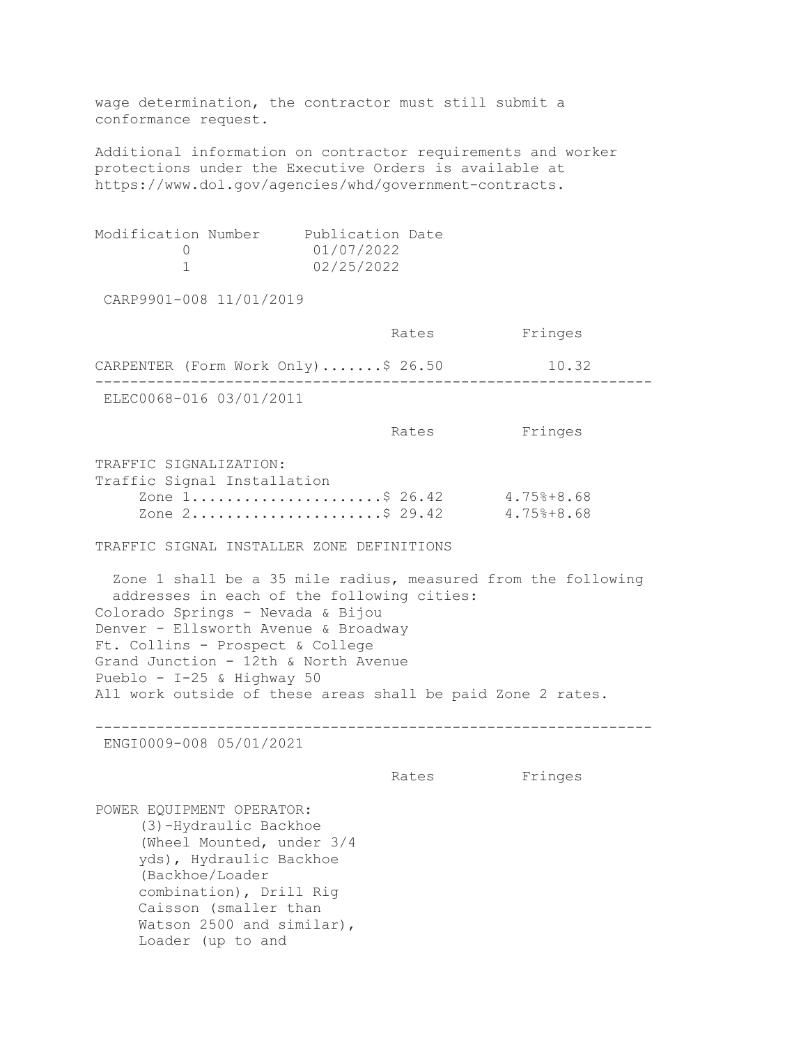wage determination, the contractor must still submit a conformance request.

Additional information on contractor requirements and worker protections under the Executive Orders is available at https://www.dol.gov/agencies/whd/government-contracts.

| Modification Number | Publication Date |
| --- | --- |
| 0 | 01/07/2022 |
| 1 | 02/25/2022 |

CARP9901-008 11/01/2019

| | Rates | Fringes |
| --- | --- | --- |
| CARPENTER (Form Work Only) | $ 26.50 | 10.32 |

---

ELEC0068-016 03/01/2011

| | Rates | Fringes |
| --- | --- | --- |
| TRAFFIC SIGNALIZATION: | | |
| Traffic Signal Installation | | |
| Zone 1 | $ 26.42 | 4.75%+8.68 |
| Zone 2 | $ 29.42 | 4.75%+8.68 |

TRAFFIC SIGNAL INSTALLER ZONE DEFINITIONS

Zone 1 shall be a 35 mile radius, measured from the following addresses in each of the following cities:

Colorado Springs - Nevada & Bijou
Denver - Ellsworth Avenue & Broadway
Ft. Collins - Prospect & College
Grand Junction - 12th & North Avenue
Pueblo - I-25 & Highway 50
All work outside of these areas shall be paid Zone 2 rates.

---

ENGI0009-008 05/01/2021

| | Rates | Fringes |
| --- | --- | --- |
| POWER EQUIPMENT OPERATOR: | | |
| (3)-Hydraulic Backhoe (Wheel Mounted, under 3/4 yds), Hydraulic Backhoe (Backhoe/Loader combination), Drill Rig Caisson (smaller than Watson 2500 and similar), Loader (up to and | | |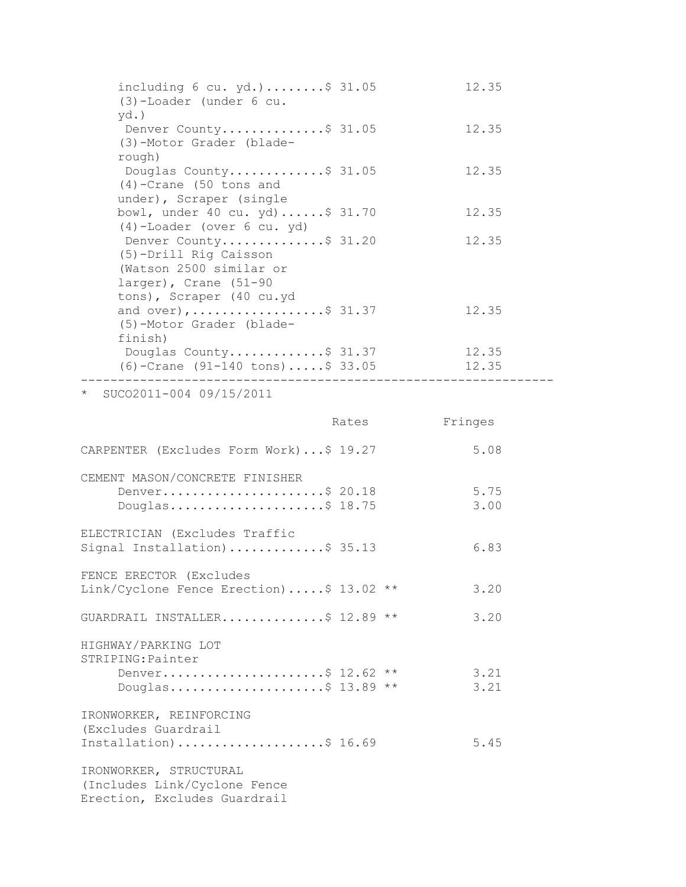| | Rates | Fringes |
|---|---|---|
| including 6 cu. yd.) | $ 31.05 | 12.35 |
| (3)-Loader (under 6 cu. yd.) Denver County | $ 31.05 | 12.35 |
| (3)-Motor Grader (blade-rough) Douglas County | $ 31.05 | 12.35 |
| (4)-Crane (50 tons and under), Scraper (single bowl, under 40 cu. yd) | $ 31.70 | 12.35 |
| (4)-Loader (over 6 cu. yd) Denver County | $ 31.20 | 12.35 |
| (5)-Drill Rig Caisson (Watson 2500 similar or larger), Crane (51-90 tons), Scraper (40 cu.yd and over), | $ 31.37 | 12.35 |
| (5)-Motor Grader (blade-finish) Douglas County | $ 31.37 | 12.35 |
| (6)-Crane (91-140 tons) | $ 33.05 | 12.35 |

---

\* SUCO2011-004 09/15/2011

| | Rates | Fringes |
|---|---|---|
| CARPENTER (Excludes Form Work) | $ 19.27 | 5.08 |
| CEMENT MASON/CONCRETE FINISHER | | |
| Denver | $ 20.18 | 5.75 |
| Douglas | $ 18.75 | 3.00 |
| ELECTRICIAN (Excludes Traffic Signal Installation) | $ 35.13 | 6.83 |
| FENCE ERECTOR (Excludes Link/Cyclone Fence Erection) | $ 13.02 ** | 3.20 |
| GUARDRAIL INSTALLER | $ 12.89 ** | 3.20 |
| HIGHWAY/PARKING LOT STRIPING:Painter | | |
| Denver | $ 12.62 ** | 3.21 |
| Douglas | $ 13.89 ** | 3.21 |
| IRONWORKER, REINFORCING (Excludes Guardrail Installation) | $ 16.69 | 5.45 |
| IRONWORKER, STRUCTURAL (Includes Link/Cyclone Fence Erection, Excludes Guardrail | | |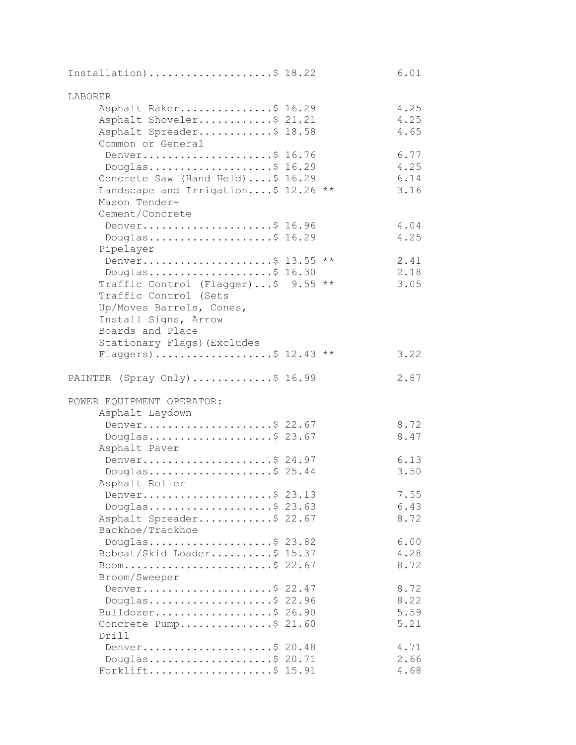```
Installation)....................$ 18.22              6.01

LABORER
     Asphalt Raker...............$ 16.29              4.25
     Asphalt Shoveler............$ 21.21              4.25
     Asphalt Spreader............$ 18.58              4.65
     Common or General
      Denver.....................$ 16.76              6.77
      Douglas....................$ 16.29              4.25
     Concrete Saw (Hand Held)....$ 16.29              6.14
     Landscape and Irrigation....$ 12.26 **           3.16
     Mason Tender-
     Cement/Concrete
      Denver.....................$ 16.96              4.04
      Douglas....................$ 16.29              4.25
     Pipelayer
      Denver.....................$ 13.55 **           2.41
      Douglas....................$ 16.30              2.18
     Traffic Control (Flagger)...$  9.55 **           3.05
     Traffic Control (Sets
     Up/Moves Barrels, Cones,
     Install Signs, Arrow
     Boards and Place
     Stationary Flags)(Excludes
     Flaggers)...................$ 12.43 **           3.22

PAINTER (Spray Only).............$ 16.99              2.87

POWER EQUIPMENT OPERATOR:
     Asphalt Laydown
      Denver.....................$ 22.67              8.72
      Douglas....................$ 23.67              8.47
     Asphalt Paver
      Denver.....................$ 24.97              6.13
      Douglas....................$ 25.44              3.50
     Asphalt Roller
      Denver.....................$ 23.13              7.55
      Douglas....................$ 23.63              6.43
     Asphalt Spreader............$ 22.67              8.72
     Backhoe/Trackhoe
      Douglas....................$ 23.82              6.00
     Bobcat/Skid Loader..........$ 15.37              4.28
     Boom........................$ 22.67              8.72
     Broom/Sweeper
      Denver.....................$ 22.47              8.72
      Douglas....................$ 22.96              8.22
     Bulldozer...................$ 26.90              5.59
     Concrete Pump...............$ 21.60              5.21
     Drill
      Denver.....................$ 20.48              4.71
      Douglas....................$ 20.71              2.66
     Forklift....................$ 15.91              4.68
```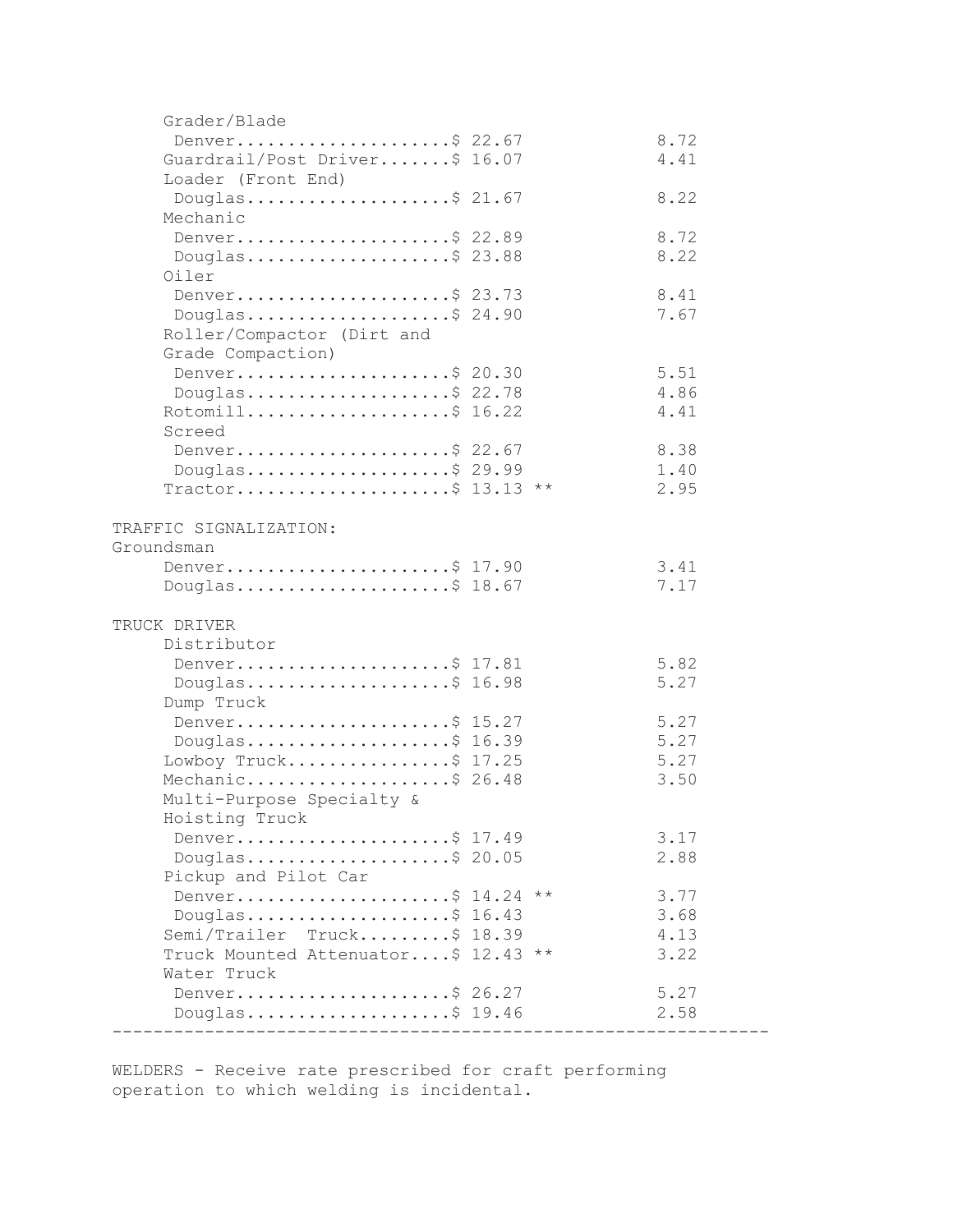```
     Grader/Blade
      Denver.....................$ 22.67              8.72
     Guardrail/Post Driver.......$ 16.07              4.41
     Loader (Front End)
      Douglas....................$ 21.67              8.22
     Mechanic
      Denver.....................$ 22.89              8.72
      Douglas....................$ 23.88              8.22
     Oiler
      Denver.....................$ 23.73              8.41
      Douglas....................$ 24.90              7.67
     Roller/Compactor (Dirt and
     Grade Compaction)
      Denver.....................$ 20.30              5.51
      Douglas....................$ 22.78              4.86
     Rotomill....................$ 16.22              4.41
     Screed
      Denver.....................$ 22.67              8.38
      Douglas....................$ 29.99              1.40
     Tractor.....................$ 13.13 **           2.95

TRAFFIC SIGNALIZATION:
Groundsman
     Denver......................$ 17.90              3.41
     Douglas.....................$ 18.67              7.17

TRUCK DRIVER
     Distributor
      Denver.....................$ 17.81              5.82
      Douglas....................$ 16.98              5.27
     Dump Truck
      Denver.....................$ 15.27              5.27
      Douglas....................$ 16.39              5.27
     Lowboy Truck................$ 17.25              5.27
     Mechanic....................$ 26.48              3.50
     Multi-Purpose Specialty &
     Hoisting Truck
      Denver.....................$ 17.49              3.17
      Douglas....................$ 20.05              2.88
     Pickup and Pilot Car
      Denver.....................$ 14.24 **           3.77
      Douglas....................$ 16.43              3.68
     Semi/Trailer  Truck.........$ 18.39              4.13
     Truck Mounted Attenuator....$ 12.43 **           3.22
     Water Truck
      Denver.....................$ 26.27              5.27
      Douglas....................$ 19.46              2.58
----------------------------------------------------------------
```

WELDERS - Receive rate prescribed for craft performing operation to which welding is incidental.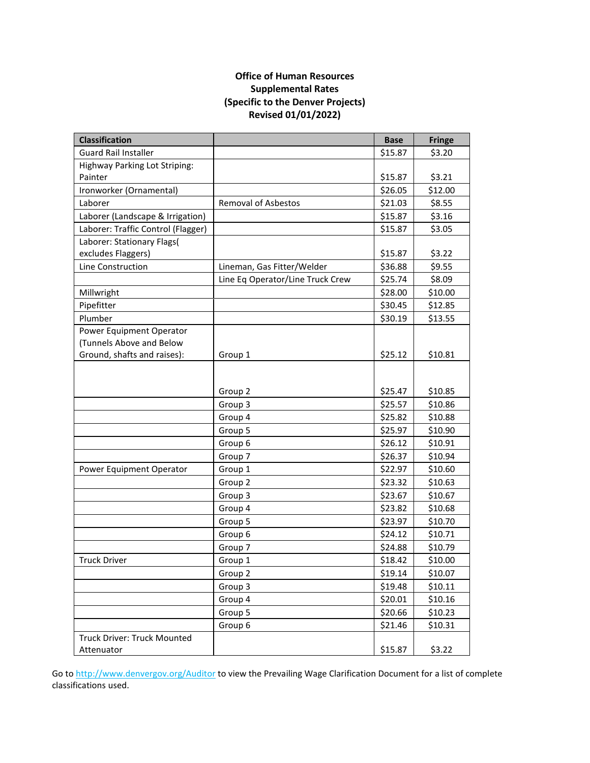**Office of Human Resources**
**Supplemental Rates**
**(Specific to the Denver Projects)**
**Revised 01/01/2022)**

| Classification | | Base | Fringe |
|---|---|---|---|
| Guard Rail Installer | | $15.87 | $3.20 |
| Highway Parking Lot Striping: Painter | | $15.87 | $3.21 |
| Ironworker (Ornamental) | | $26.05 | $12.00 |
| Laborer | Removal of Asbestos | $21.03 | $8.55 |
| Laborer (Landscape & Irrigation) | | $15.87 | $3.16 |
| Laborer: Traffic Control (Flagger) | | $15.87 | $3.05 |
| Laborer: Stationary Flags( excludes Flaggers) | | $15.87 | $3.22 |
| Line Construction | Lineman, Gas Fitter/Welder | $36.88 | $9.55 |
| | Line Eq Operator/Line Truck Crew | $25.74 | $8.09 |
| Millwright | | $28.00 | $10.00 |
| Pipefitter | | $30.45 | $12.85 |
| Plumber | | $30.19 | $13.55 |
| Power Equipment Operator (Tunnels Above and Below Ground, shafts and raises): | Group 1 | $25.12 | $10.81 |
| | Group 2 | $25.47 | $10.85 |
| | Group 3 | $25.57 | $10.86 |
| | Group 4 | $25.82 | $10.88 |
| | Group 5 | $25.97 | $10.90 |
| | Group 6 | $26.12 | $10.91 |
| | Group 7 | $26.37 | $10.94 |
| Power Equipment Operator | Group 1 | $22.97 | $10.60 |
| | Group 2 | $23.32 | $10.63 |
| | Group 3 | $23.67 | $10.67 |
| | Group 4 | $23.82 | $10.68 |
| | Group 5 | $23.97 | $10.70 |
| | Group 6 | $24.12 | $10.71 |
| | Group 7 | $24.88 | $10.79 |
| Truck Driver | Group 1 | $18.42 | $10.00 |
| | Group 2 | $19.14 | $10.07 |
| | Group 3 | $19.48 | $10.11 |
| | Group 4 | $20.01 | $10.16 |
| | Group 5 | $20.66 | $10.23 |
| | Group 6 | $21.46 | $10.31 |
| Truck Driver: Truck Mounted Attenuator | | $15.87 | $3.22 |

Go to http://www.denvergov.org/Auditor to view the Prevailing Wage Clarification Document for a list of complete classifications used.